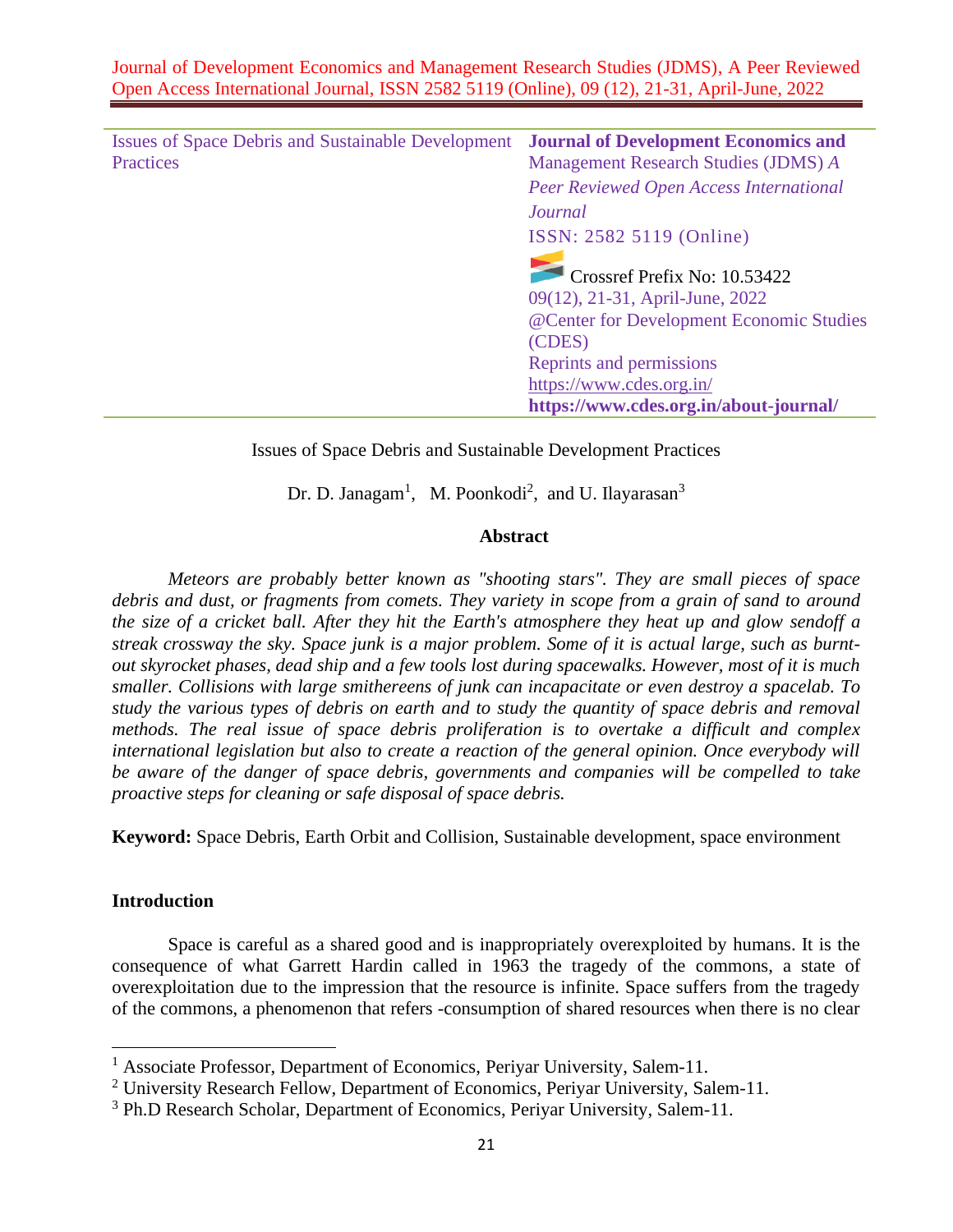| Issues of Space Debris and Sustainable Development Practices | **Journal of Development Economics and** Management Research Studies (JDMS) *A Peer Reviewed Open Access International Journal* ISSN: 2582 5119 (Online) Crossref Prefix No: 10.53422 09(12), 21-31, April-June, 2022 @Center for Development Economic Studies (CDES) Reprints and permissions https://www.cdes.org.in/ **https://www.cdes.org.in/about-journal/** |
|---|---|

# Issues of Space Debris and Sustainable Development Practices

Dr. D. Janagam[1], M. Poonkodi[2], and U. Ilayarasan[3]

## Abstract

*Meteors are probably better known as "shooting stars". They are small pieces of space debris and dust, or fragments from comets. They variety in scope from a grain of sand to around the size of a cricket ball. After they hit the Earth's atmosphere they heat up and glow sendoff a streak crossway the sky. Space junk is a major problem. Some of it is actual large, such as burnt-out skyrocket phases, dead ship and a few tools lost during spacewalks. However, most of it is much smaller. Collisions with large smithereens of junk can incapacitate or even destroy a spacelab. To study the various types of debris on earth and to study the quantity of space debris and removal methods. The real issue of space debris proliferation is to overtake a difficult and complex international legislation but also to create a reaction of the general opinion. Once everybody will be aware of the danger of space debris, governments and companies will be compelled to take proactive steps for cleaning or safe disposal of space debris.*

**Keyword:** Space Debris, Earth Orbit and Collision, Sustainable development, space environment

## Introduction

Space is careful as a shared good and is inappropriately overexploited by humans. It is the consequence of what Garrett Hardin called in 1963 the tragedy of the commons, a state of overexploitation due to the impression that the resource is infinite. Space suffers from the tragedy of the commons, a phenomenon that refers -consumption of shared resources when there is no clear

---

[1] Associate Professor, Department of Economics, Periyar University, Salem-11.

[2] University Research Fellow, Department of Economics, Periyar University, Salem-11.

[3] Ph.D Research Scholar, Department of Economics, Periyar University, Salem-11.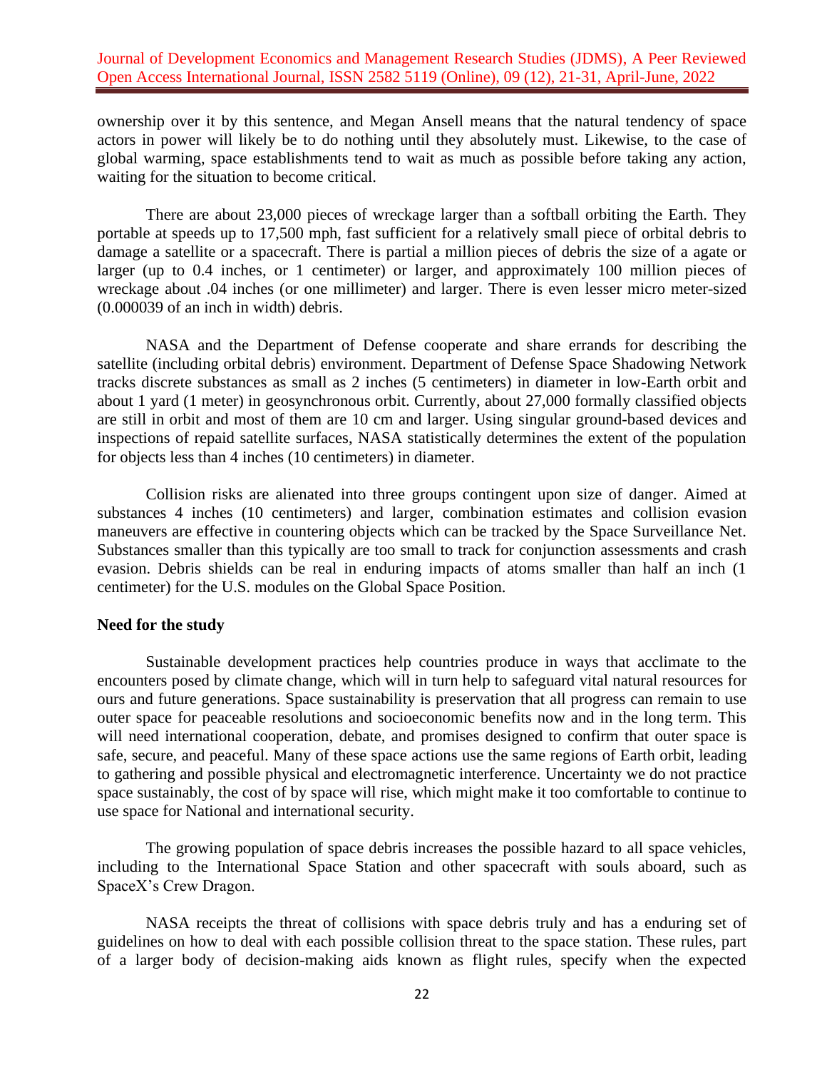ownership over it by this sentence, and Megan Ansell means that the natural tendency of space actors in power will likely be to do nothing until they absolutely must. Likewise, to the case of global warming, space establishments tend to wait as much as possible before taking any action, waiting for the situation to become critical.

There are about 23,000 pieces of wreckage larger than a softball orbiting the Earth. They portable at speeds up to 17,500 mph, fast sufficient for a relatively small piece of orbital debris to damage a satellite or a spacecraft. There is partial a million pieces of debris the size of a agate or larger (up to 0.4 inches, or 1 centimeter) or larger, and approximately 100 million pieces of wreckage about .04 inches (or one millimeter) and larger. There is even lesser micro meter-sized (0.000039 of an inch in width) debris.

NASA and the Department of Defense cooperate and share errands for describing the satellite (including orbital debris) environment. Department of Defense Space Shadowing Network tracks discrete substances as small as 2 inches (5 centimeters) in diameter in low-Earth orbit and about 1 yard (1 meter) in geosynchronous orbit. Currently, about 27,000 formally classified objects are still in orbit and most of them are 10 cm and larger. Using singular ground-based devices and inspections of repaid satellite surfaces, NASA statistically determines the extent of the population for objects less than 4 inches (10 centimeters) in diameter.

Collision risks are alienated into three groups contingent upon size of danger. Aimed at substances 4 inches (10 centimeters) and larger, combination estimates and collision evasion maneuvers are effective in countering objects which can be tracked by the Space Surveillance Net. Substances smaller than this typically are too small to track for conjunction assessments and crash evasion. Debris shields can be real in enduring impacts of atoms smaller than half an inch (1 centimeter) for the U.S. modules on the Global Space Position.

**Need for the study**

Sustainable development practices help countries produce in ways that acclimate to the encounters posed by climate change, which will in turn help to safeguard vital natural resources for ours and future generations. Space sustainability is preservation that all progress can remain to use outer space for peaceable resolutions and socioeconomic benefits now and in the long term. This will need international cooperation, debate, and promises designed to confirm that outer space is safe, secure, and peaceful. Many of these space actions use the same regions of Earth orbit, leading to gathering and possible physical and electromagnetic interference. Uncertainty we do not practice space sustainably, the cost of by space will rise, which might make it too comfortable to continue to use space for National and international security.

The growing population of space debris increases the possible hazard to all space vehicles, including to the International Space Station and other spacecraft with souls aboard, such as SpaceX's Crew Dragon.

NASA receipts the threat of collisions with space debris truly and has a enduring set of guidelines on how to deal with each possible collision threat to the space station. These rules, part of a larger body of decision-making aids known as flight rules, specify when the expected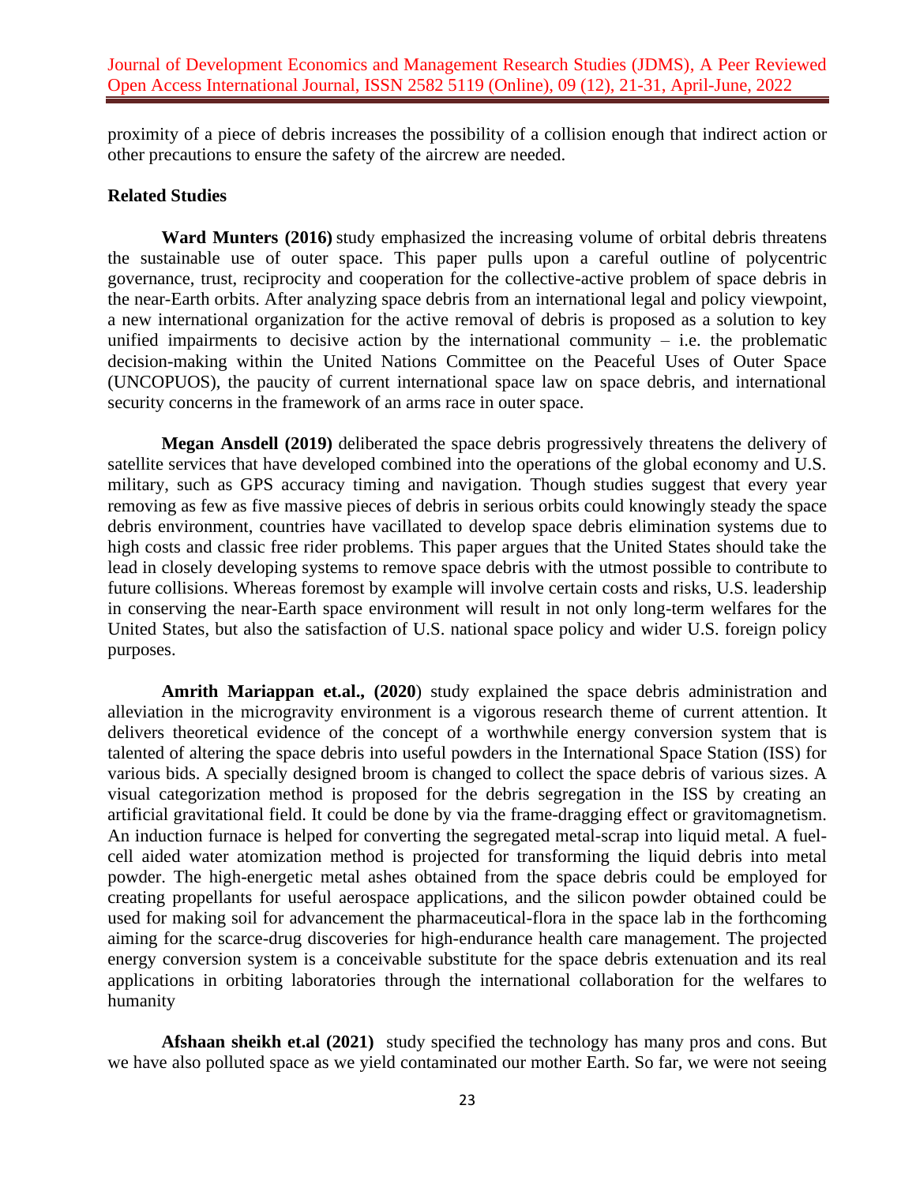proximity of a piece of debris increases the possibility of a collision enough that indirect action or other precautions to ensure the safety of the aircrew are needed.

**Related Studies**

**Ward Munters (2016)** study emphasized the increasing volume of orbital debris threatens the sustainable use of outer space. This paper pulls upon a careful outline of polycentric governance, trust, reciprocity and cooperation for the collective-active problem of space debris in the near-Earth orbits. After analyzing space debris from an international legal and policy viewpoint, a new international organization for the active removal of debris is proposed as a solution to key unified impairments to decisive action by the international community – i.e. the problematic decision-making within the United Nations Committee on the Peaceful Uses of Outer Space (UNCOPUOS), the paucity of current international space law on space debris, and international security concerns in the framework of an arms race in outer space.

**Megan Ansdell (2019)** deliberated the space debris progressively threatens the delivery of satellite services that have developed combined into the operations of the global economy and U.S. military, such as GPS accuracy timing and navigation. Though studies suggest that every year removing as few as five massive pieces of debris in serious orbits could knowingly steady the space debris environment, countries have vacillated to develop space debris elimination systems due to high costs and classic free rider problems. This paper argues that the United States should take the lead in closely developing systems to remove space debris with the utmost possible to contribute to future collisions. Whereas foremost by example will involve certain costs and risks, U.S. leadership in conserving the near-Earth space environment will result in not only long-term welfares for the United States, but also the satisfaction of U.S. national space policy and wider U.S. foreign policy purposes.

**Amrith Mariappan et.al., (2020**) study explained the space debris administration and alleviation in the microgravity environment is a vigorous research theme of current attention. It delivers theoretical evidence of the concept of a worthwhile energy conversion system that is talented of altering the space debris into useful powders in the International Space Station (ISS) for various bids. A specially designed broom is changed to collect the space debris of various sizes. A visual categorization method is proposed for the debris segregation in the ISS by creating an artificial gravitational field. It could be done by via the frame-dragging effect or gravitomagnetism. An induction furnace is helped for converting the segregated metal-scrap into liquid metal. A fuel-cell aided water atomization method is projected for transforming the liquid debris into metal powder. The high-energetic metal ashes obtained from the space debris could be employed for creating propellants for useful aerospace applications, and the silicon powder obtained could be used for making soil for advancement the pharmaceutical-flora in the space lab in the forthcoming aiming for the scarce-drug discoveries for high-endurance health care management. The projected energy conversion system is a conceivable substitute for the space debris extenuation and its real applications in orbiting laboratories through the international collaboration for the welfares to humanity

**Afshaan sheikh et.al (2021)** study specified the technology has many pros and cons. But we have also polluted space as we yield contaminated our mother Earth. So far, we were not seeing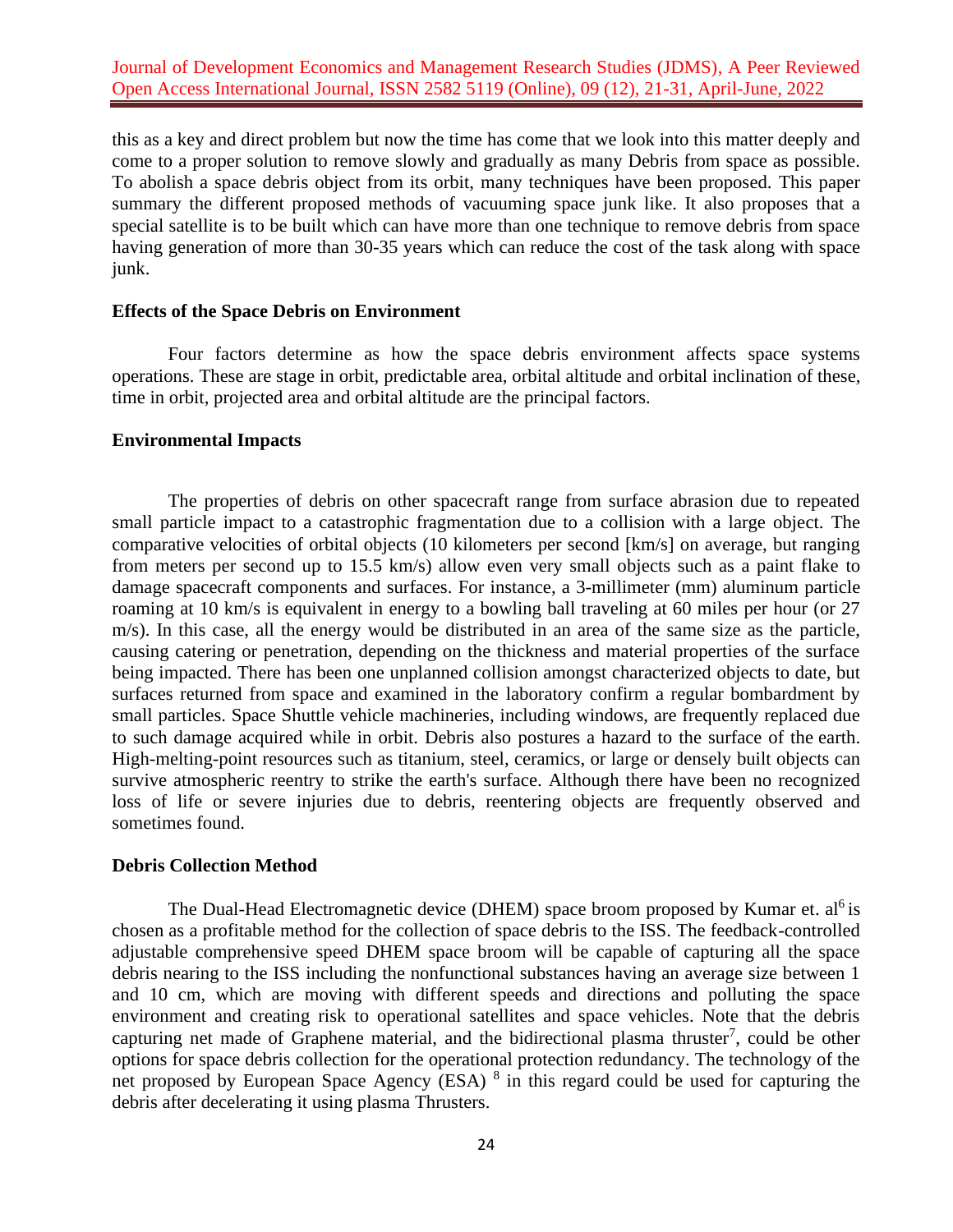this as a key and direct problem but now the time has come that we look into this matter deeply and come to a proper solution to remove slowly and gradually as many Debris from space as possible. To abolish a space debris object from its orbit, many techniques have been proposed. This paper summary the different proposed methods of vacuuming space junk like. It also proposes that a special satellite is to be built which can have more than one technique to remove debris from space having generation of more than 30-35 years which can reduce the cost of the task along with space junk.

### Effects of the Space Debris on Environment

Four factors determine as how the space debris environment affects space systems operations. These are stage in orbit, predictable area, orbital altitude and orbital inclination of these, time in orbit, projected area and orbital altitude are the principal factors.

### Environmental Impacts

The properties of debris on other spacecraft range from surface abrasion due to repeated small particle impact to a catastrophic fragmentation due to a collision with a large object. The comparative velocities of orbital objects (10 kilometers per second [km/s] on average, but ranging from meters per second up to 15.5 km/s) allow even very small objects such as a paint flake to damage spacecraft components and surfaces. For instance, a 3-millimeter (mm) aluminum particle roaming at 10 km/s is equivalent in energy to a bowling ball traveling at 60 miles per hour (or 27 m/s). In this case, all the energy would be distributed in an area of the same size as the particle, causing catering or penetration, depending on the thickness and material properties of the surface being impacted. There has been one unplanned collision amongst characterized objects to date, but surfaces returned from space and examined in the laboratory confirm a regular bombardment by small particles. Space Shuttle vehicle machineries, including windows, are frequently replaced due to such damage acquired while in orbit. Debris also postures a hazard to the surface of the earth. High-melting-point resources such as titanium, steel, ceramics, or large or densely built objects can survive atmospheric reentry to strike the earth's surface. Although there have been no recognized loss of life or severe injuries due to debris, reentering objects are frequently observed and sometimes found.

### Debris Collection Method

The Dual-Head Electromagnetic device (DHEM) space broom proposed by Kumar et. al[6] is chosen as a profitable method for the collection of space debris to the ISS. The feedback-controlled adjustable comprehensive speed DHEM space broom will be capable of capturing all the space debris nearing to the ISS including the nonfunctional substances having an average size between 1 and 10 cm, which are moving with different speeds and directions and polluting the space environment and creating risk to operational satellites and space vehicles. Note that the debris capturing net made of Graphene material, and the bidirectional plasma thruster[7], could be other options for space debris collection for the operational protection redundancy. The technology of the net proposed by European Space Agency (ESA) [8] in this regard could be used for capturing the debris after decelerating it using plasma Thrusters.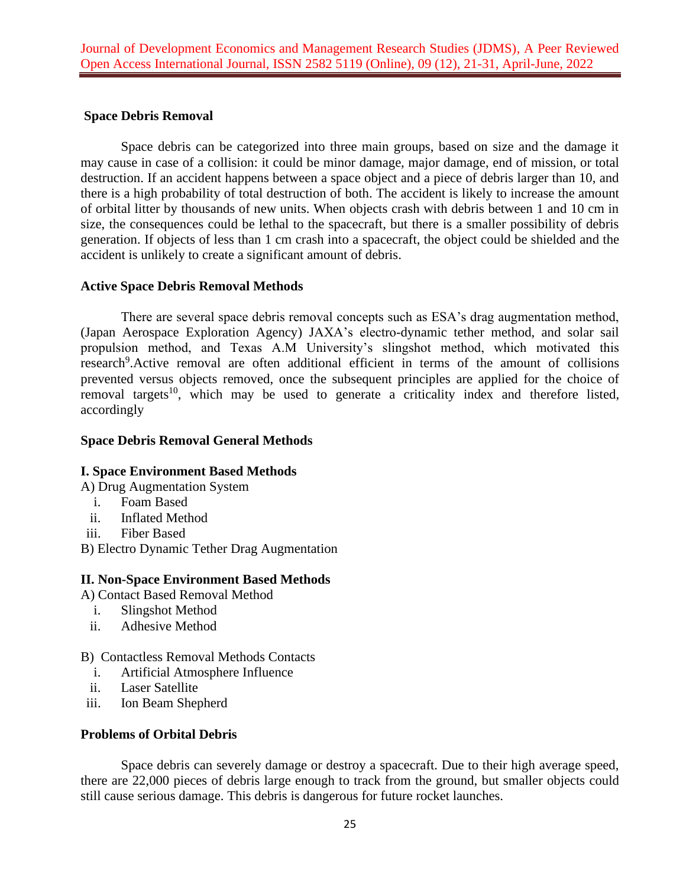### Space Debris Removal

Space debris can be categorized into three main groups, based on size and the damage it may cause in case of a collision: it could be minor damage, major damage, end of mission, or total destruction. If an accident happens between a space object and a piece of debris larger than 10, and there is a high probability of total destruction of both. The accident is likely to increase the amount of orbital litter by thousands of new units. When objects crash with debris between 1 and 10 cm in size, the consequences could be lethal to the spacecraft, but there is a smaller possibility of debris generation. If objects of less than 1 cm crash into a spacecraft, the object could be shielded and the accident is unlikely to create a significant amount of debris.

### Active Space Debris Removal Methods

There are several space debris removal concepts such as ESA's drag augmentation method, (Japan Aerospace Exploration Agency) JAXA's electro-dynamic tether method, and solar sail propulsion method, and Texas A.M University's slingshot method, which motivated this research[9].Active removal are often additional efficient in terms of the amount of collisions prevented versus objects removed, once the subsequent principles are applied for the choice of removal targets[10], which may be used to generate a criticality index and therefore listed, accordingly

### Space Debris Removal General Methods

**I. Space Environment Based Methods**

A) Drug Augmentation System

i. Foam Based
ii. Inflated Method
iii. Fiber Based

B) Electro Dynamic Tether Drag Augmentation

**II. Non-Space Environment Based Methods**

A) Contact Based Removal Method

i. Slingshot Method
ii. Adhesive Method

B) Contactless Removal Methods Contacts

i. Artificial Atmosphere Influence
ii. Laser Satellite
iii. Ion Beam Shepherd

### Problems of Orbital Debris

Space debris can severely damage or destroy a spacecraft. Due to their high average speed, there are 22,000 pieces of debris large enough to track from the ground, but smaller objects could still cause serious damage. This debris is dangerous for future rocket launches.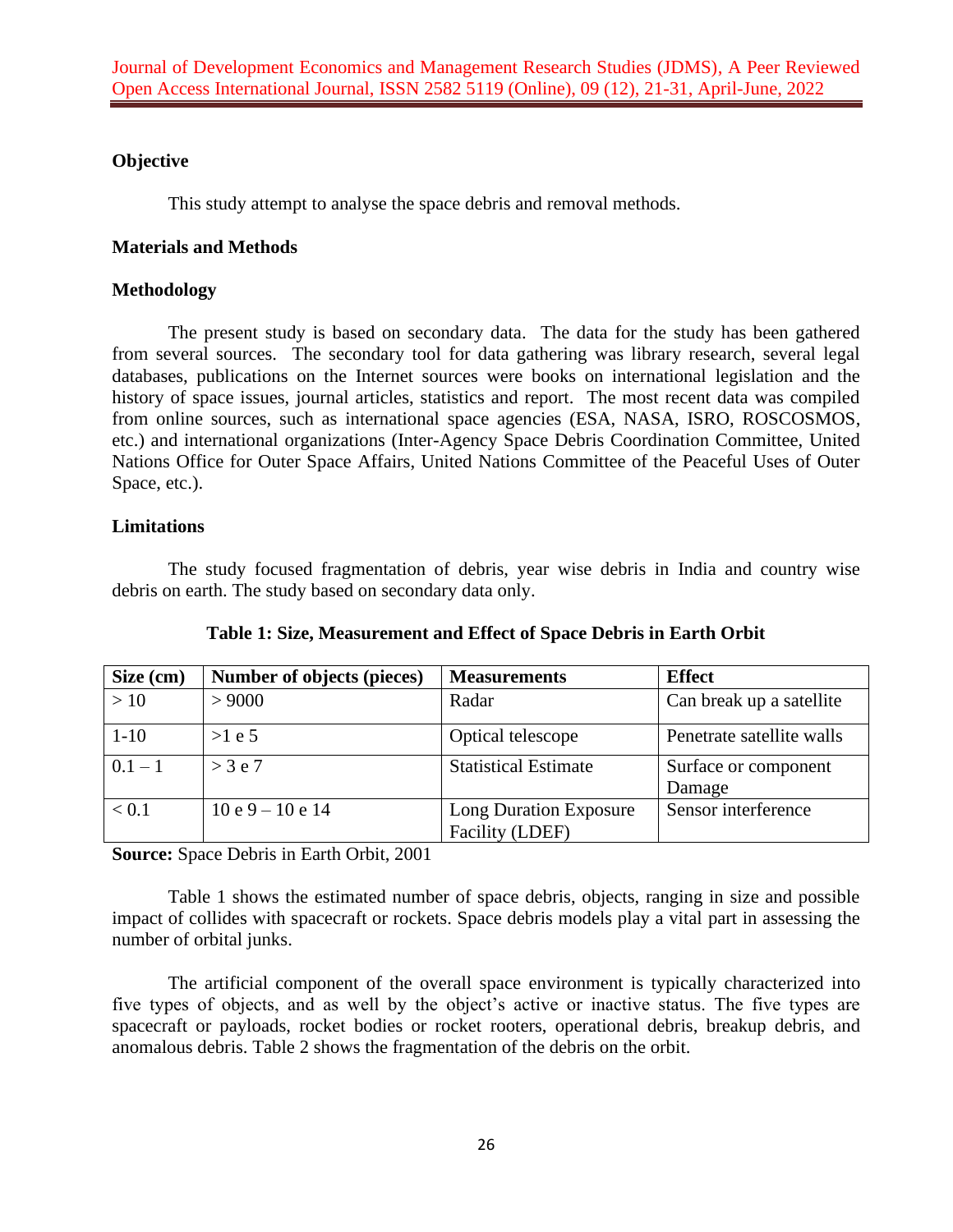**Objective**

This study attempt to analyse the space debris and removal methods.

**Materials and Methods**

**Methodology**

The present study is based on secondary data. The data for the study has been gathered from several sources. The secondary tool for data gathering was library research, several legal databases, publications on the Internet sources were books on international legislation and the history of space issues, journal articles, statistics and report. The most recent data was compiled from online sources, such as international space agencies (ESA, NASA, ISRO, ROSCOSMOS, etc.) and international organizations (Inter-Agency Space Debris Coordination Committee, United Nations Office for Outer Space Affairs, United Nations Committee of the Peaceful Uses of Outer Space, etc.).

**Limitations**

The study focused fragmentation of debris, year wise debris in India and country wise debris on earth. The study based on secondary data only.

**Table 1: Size, Measurement and Effect of Space Debris in Earth Orbit**

| Size (cm) | Number of objects (pieces) | Measurements | Effect |
|---|---|---|---|
| > 10 | > 9000 | Radar | Can break up a satellite |
| 1-10 | >1 e 5 | Optical telescope | Penetrate satellite walls |
| 0.1 – 1 | > 3 e 7 | Statistical Estimate | Surface or component Damage |
| < 0.1 | 10 e 9 – 10 e 14 | Long Duration Exposure Facility (LDEF) | Sensor interference |

**Source:** Space Debris in Earth Orbit, 2001

Table 1 shows the estimated number of space debris, objects, ranging in size and possible impact of collides with spacecraft or rockets. Space debris models play a vital part in assessing the number of orbital junks.

The artificial component of the overall space environment is typically characterized into five types of objects, and as well by the object's active or inactive status. The five types are spacecraft or payloads, rocket bodies or rocket rooters, operational debris, breakup debris, and anomalous debris. Table 2 shows the fragmentation of the debris on the orbit.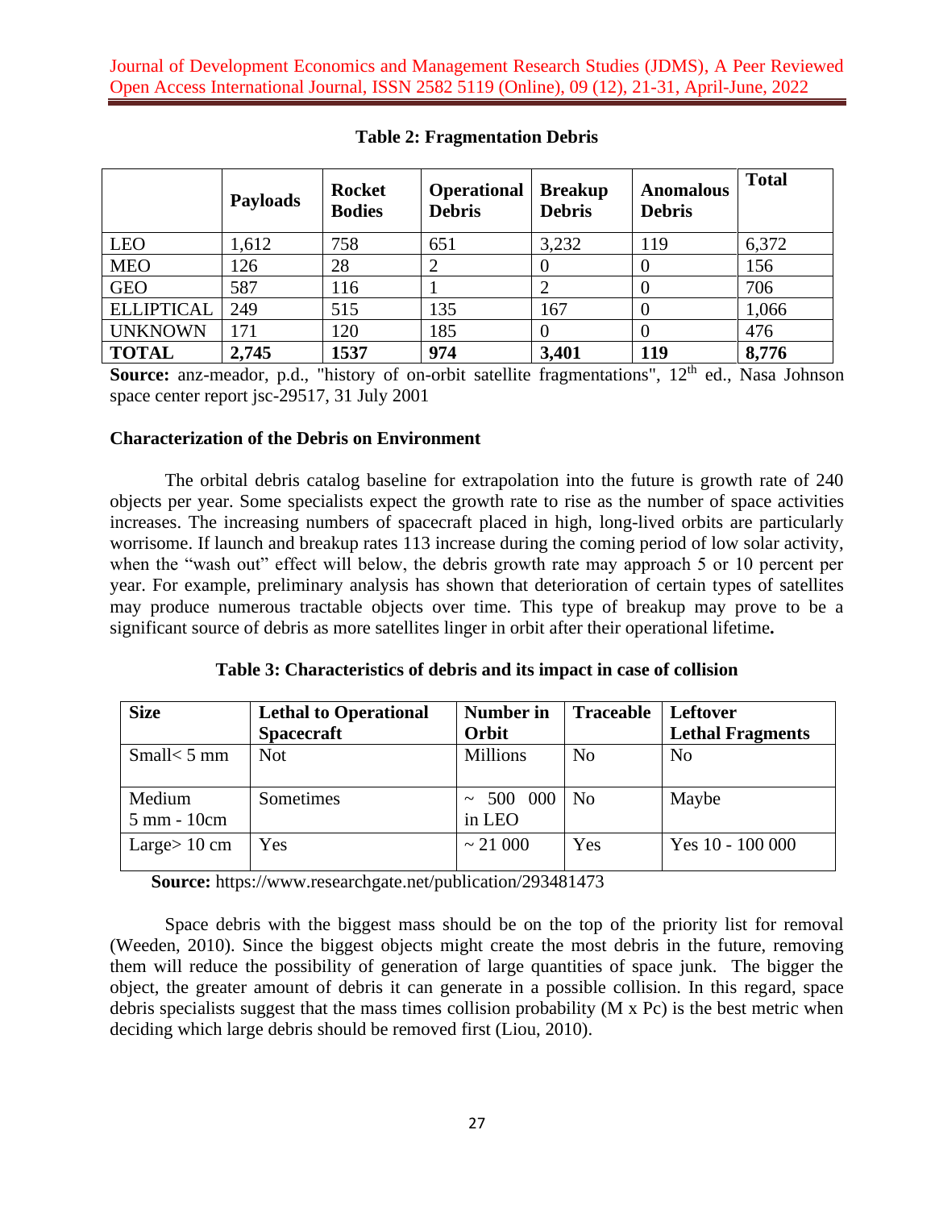**Table 2: Fragmentation Debris**

| | Payloads | Rocket Bodies | Operational Debris | Breakup Debris | Anomalous Debris | Total |
|---|---|---|---|---|---|---|
| LEO | 1,612 | 758 | 651 | 3,232 | 119 | 6,372 |
| MEO | 126 | 28 | 2 | 0 | 0 | 156 |
| GEO | 587 | 116 | 1 | 2 | 0 | 706 |
| ELLIPTICAL | 249 | 515 | 135 | 167 | 0 | 1,066 |
| UNKNOWN | 171 | 120 | 185 | 0 | 0 | 476 |
| **TOTAL** | **2,745** | **1537** | **974** | **3,401** | **119** | **8,776** |

**Source:** anz-meador, p.d., "history of on-orbit satellite fragmentations", 12th ed., Nasa Johnson space center report jsc-29517, 31 July 2001

**Characterization of the Debris on Environment**

The orbital debris catalog baseline for extrapolation into the future is growth rate of 240 objects per year. Some specialists expect the growth rate to rise as the number of space activities increases. The increasing numbers of spacecraft placed in high, long-lived orbits are particularly worrisome. If launch and breakup rates 113 increase during the coming period of low solar activity, when the "wash out" effect will below, the debris growth rate may approach 5 or 10 percent per year. For example, preliminary analysis has shown that deterioration of certain types of satellites may produce numerous tractable objects over time. This type of breakup may prove to be a significant source of debris as more satellites linger in orbit after their operational lifetime**.**

**Table 3: Characteristics of debris and its impact in case of collision**

| Size | Lethal to Operational Spacecraft | Number in Orbit | Traceable | Leftover Lethal Fragments |
|---|---|---|---|---|
| Small< 5 mm | Not | Millions | No | No |
| Medium 5 mm - 10cm | Sometimes | ~ 500 000 in LEO | No | Maybe |
| Large> 10 cm | Yes | ~ 21 000 | Yes | Yes 10 - 100 000 |

**Source:** https://www.researchgate.net/publication/293481473

Space debris with the biggest mass should be on the top of the priority list for removal (Weeden, 2010). Since the biggest objects might create the most debris in the future, removing them will reduce the possibility of generation of large quantities of space junk. The bigger the object, the greater amount of debris it can generate in a possible collision. In this regard, space debris specialists suggest that the mass times collision probability (M x Pc) is the best metric when deciding which large debris should be removed first (Liou, 2010).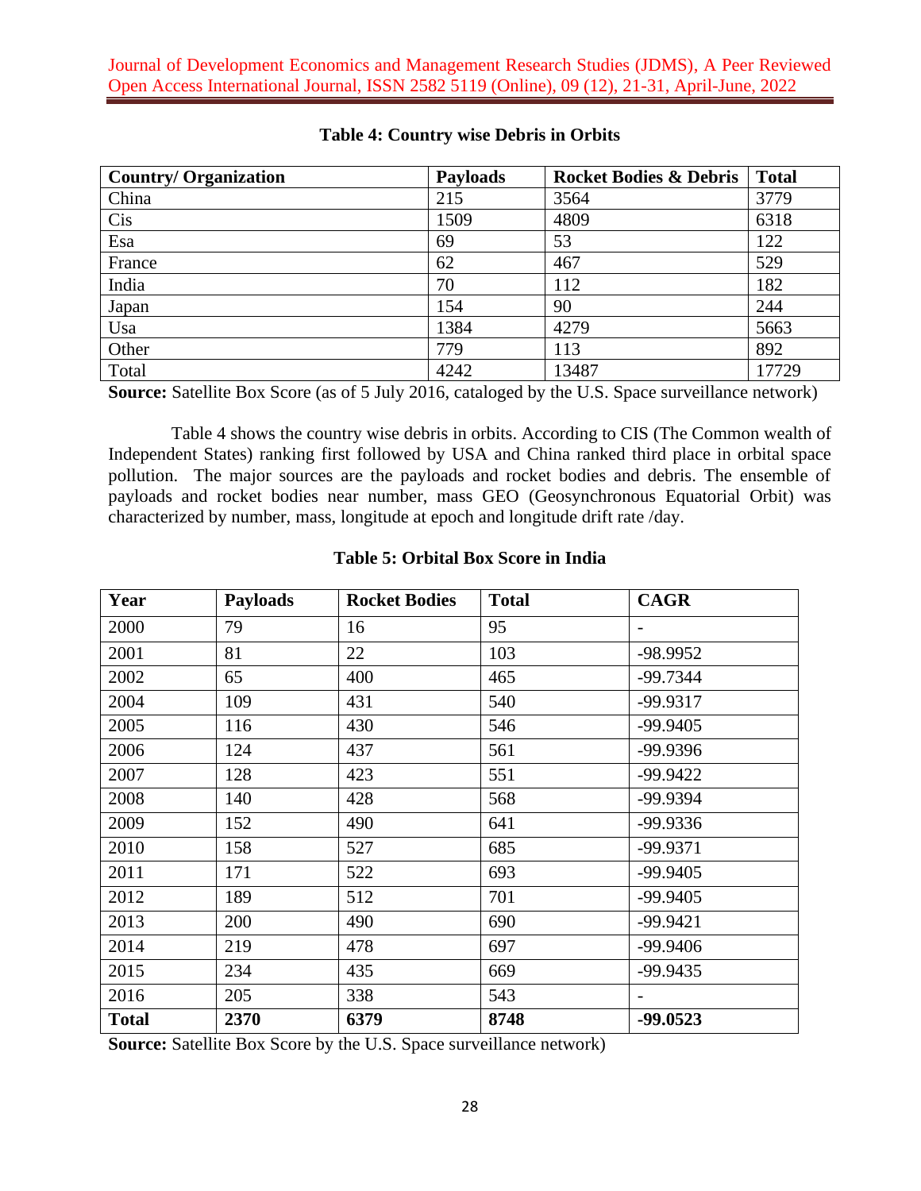**Table 4: Country wise Debris in Orbits**

| Country/ Organization | Payloads | Rocket Bodies & Debris | Total |
|---|---|---|---|
| China | 215 | 3564 | 3779 |
| Cis | 1509 | 4809 | 6318 |
| Esa | 69 | 53 | 122 |
| France | 62 | 467 | 529 |
| India | 70 | 112 | 182 |
| Japan | 154 | 90 | 244 |
| Usa | 1384 | 4279 | 5663 |
| Other | 779 | 113 | 892 |
| Total | 4242 | 13487 | 17729 |

**Source:** Satellite Box Score (as of 5 July 2016, cataloged by the U.S. Space surveillance network)

Table 4 shows the country wise debris in orbits. According to CIS (The Common wealth of Independent States) ranking first followed by USA and China ranked third place in orbital space pollution. The major sources are the payloads and rocket bodies and debris. The ensemble of payloads and rocket bodies near number, mass GEO (Geosynchronous Equatorial Orbit) was characterized by number, mass, longitude at epoch and longitude drift rate /day.

**Table 5: Orbital Box Score in India**

| Year | Payloads | Rocket Bodies | Total | CAGR |
|---|---|---|---|---|
| 2000 | 79 | 16 | 95 | - |
| 2001 | 81 | 22 | 103 | -98.9952 |
| 2002 | 65 | 400 | 465 | -99.7344 |
| 2004 | 109 | 431 | 540 | -99.9317 |
| 2005 | 116 | 430 | 546 | -99.9405 |
| 2006 | 124 | 437 | 561 | -99.9396 |
| 2007 | 128 | 423 | 551 | -99.9422 |
| 2008 | 140 | 428 | 568 | -99.9394 |
| 2009 | 152 | 490 | 641 | -99.9336 |
| 2010 | 158 | 527 | 685 | -99.9371 |
| 2011 | 171 | 522 | 693 | -99.9405 |
| 2012 | 189 | 512 | 701 | -99.9405 |
| 2013 | 200 | 490 | 690 | -99.9421 |
| 2014 | 219 | 478 | 697 | -99.9406 |
| 2015 | 234 | 435 | 669 | -99.9435 |
| 2016 | 205 | 338 | 543 | - |
| **Total** | **2370** | **6379** | **8748** | **-99.0523** |

**Source:** Satellite Box Score by the U.S. Space surveillance network)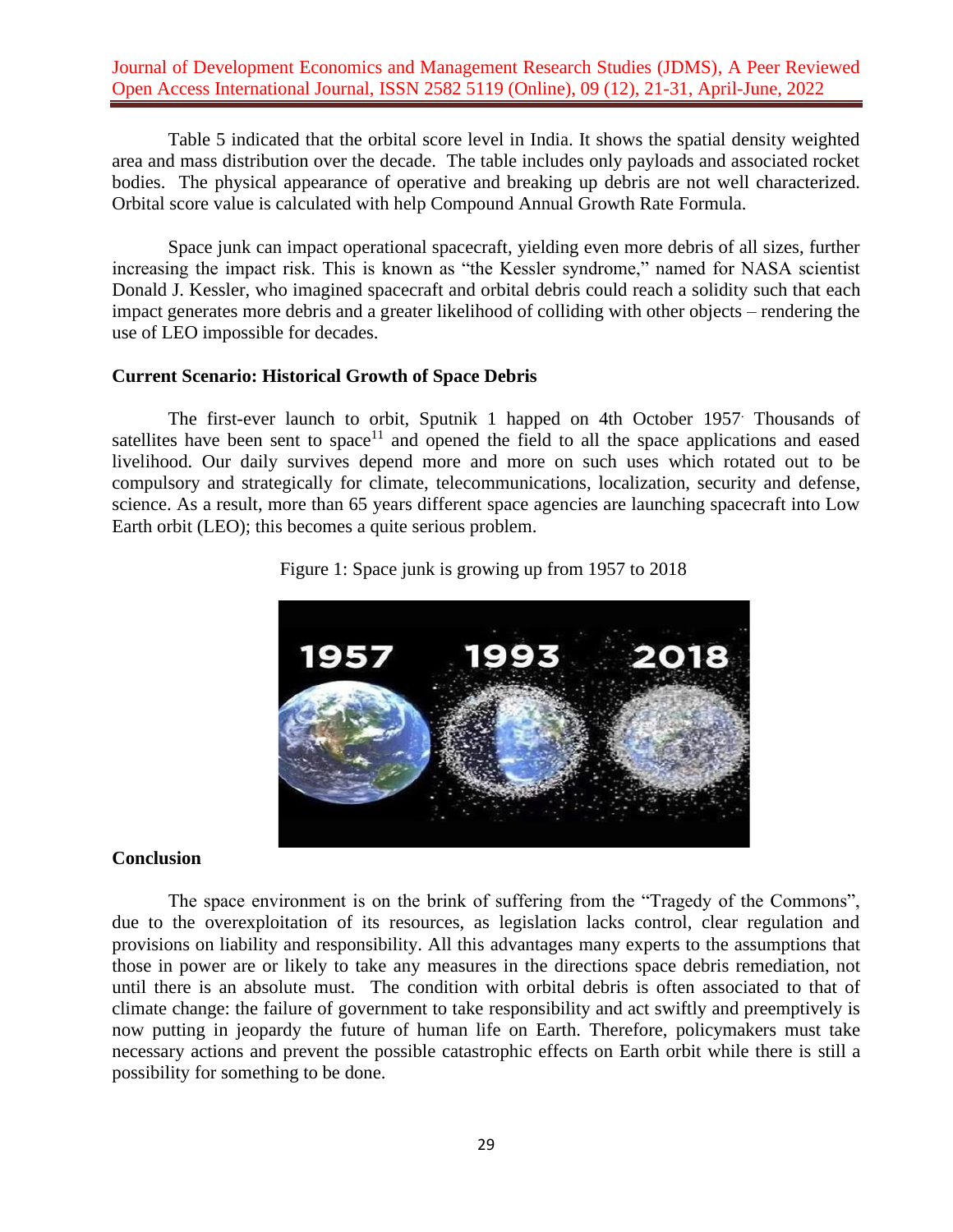Table 5 indicated that the orbital score level in India. It shows the spatial density weighted area and mass distribution over the decade. The table includes only payloads and associated rocket bodies. The physical appearance of operative and breaking up debris are not well characterized. Orbital score value is calculated with help Compound Annual Growth Rate Formula.

Space junk can impact operational spacecraft, yielding even more debris of all sizes, further increasing the impact risk. This is known as "the Kessler syndrome," named for NASA scientist Donald J. Kessler, who imagined spacecraft and orbital debris could reach a solidity such that each impact generates more debris and a greater likelihood of colliding with other objects – rendering the use of LEO impossible for decades.

**Current Scenario: Historical Growth of Space Debris**

The first-ever launch to orbit, Sputnik 1 happed on 4th October 1957. Thousands of satellites have been sent to space[11] and opened the field to all the space applications and eased livelihood. Our daily survives depend more and more on such uses which rotated out to be compulsory and strategically for climate, telecommunications, localization, security and defense, science. As a result, more than 65 years different space agencies are launching spacecraft into Low Earth orbit (LEO); this becomes a quite serious problem.

Figure 1: Space junk is growing up from 1957 to 2018

**Conclusion**

The space environment is on the brink of suffering from the "Tragedy of the Commons", due to the overexploitation of its resources, as legislation lacks control, clear regulation and provisions on liability and responsibility. All this advantages many experts to the assumptions that those in power are or likely to take any measures in the directions space debris remediation, not until there is an absolute must. The condition with orbital debris is often associated to that of climate change: the failure of government to take responsibility and act swiftly and preemptively is now putting in jeopardy the future of human life on Earth. Therefore, policymakers must take necessary actions and prevent the possible catastrophic effects on Earth orbit while there is still a possibility for something to be done.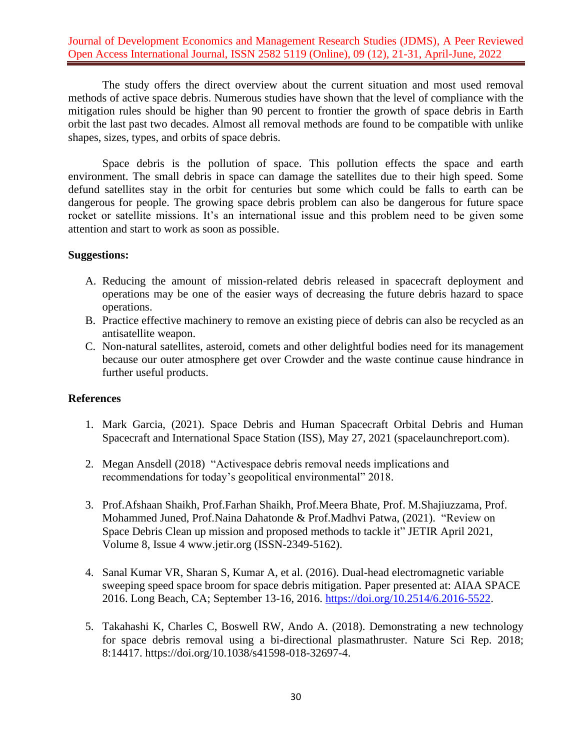The study offers the direct overview about the current situation and most used removal methods of active space debris. Numerous studies have shown that the level of compliance with the mitigation rules should be higher than 90 percent to frontier the growth of space debris in Earth orbit the last past two decades. Almost all removal methods are found to be compatible with unlike shapes, sizes, types, and orbits of space debris.

Space debris is the pollution of space. This pollution effects the space and earth environment. The small debris in space can damage the satellites due to their high speed. Some defund satellites stay in the orbit for centuries but some which could be falls to earth can be dangerous for people. The growing space debris problem can also be dangerous for future space rocket or satellite missions. It's an international issue and this problem need to be given some attention and start to work as soon as possible.

**Suggestions:**

A. Reducing the amount of mission-related debris released in spacecraft deployment and operations may be one of the easier ways of decreasing the future debris hazard to space operations.
B. Practice effective machinery to remove an existing piece of debris can also be recycled as an antisatellite weapon.
C. Non-natural satellites, asteroid, comets and other delightful bodies need for its management because our outer atmosphere get over Crowder and the waste continue cause hindrance in further useful products.

**References**

1. Mark Garcia, (2021). Space Debris and Human Spacecraft Orbital Debris and Human Spacecraft and International Space Station (ISS), May 27, 2021 (spacelaunchreport.com).

2. Megan Ansdell (2018) "Activespace debris removal needs implications and recommendations for today's geopolitical environmental" 2018.

3. Prof.Afshaan Shaikh, Prof.Farhan Shaikh, Prof.Meera Bhate, Prof. M.Shajiuzzama, Prof. Mohammed Juned, Prof.Naina Dahatonde & Prof.Madhvi Patwa, (2021). "Review on Space Debris Clean up mission and proposed methods to tackle it" JETIR April 2021, Volume 8, Issue 4 www.jetir.org (ISSN-2349-5162).

4. Sanal Kumar VR, Sharan S, Kumar A, et al. (2016). Dual-head electromagnetic variable sweeping speed space broom for space debris mitigation. Paper presented at: AIAA SPACE 2016. Long Beach, CA; September 13-16, 2016. https://doi.org/10.2514/6.2016-5522.

5. Takahashi K, Charles C, Boswell RW, Ando A. (2018). Demonstrating a new technology for space debris removal using a bi-directional plasmathruster. Nature Sci Rep. 2018; 8:14417. https://doi.org/10.1038/s41598-018-32697-4.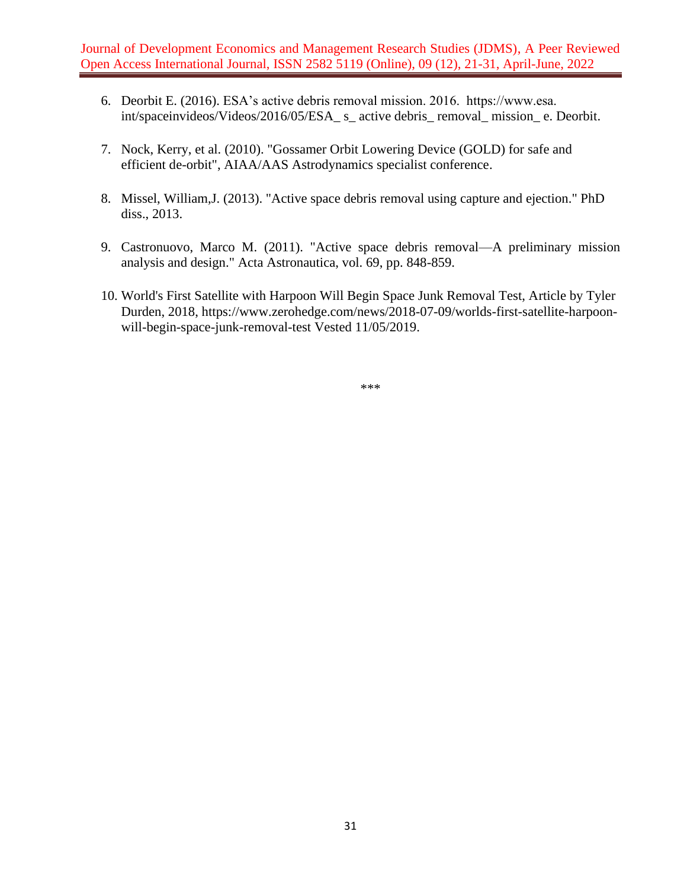6. Deorbit E. (2016). ESA's active debris removal mission. 2016. https://www.esa. int/spaceinvideos/Videos/2016/05/ESA_ s_ active debris_ removal_ mission_ e. Deorbit.

7. Nock, Kerry, et al. (2010). "Gossamer Orbit Lowering Device (GOLD) for safe and efficient de-orbit", AIAA/AAS Astrodynamics specialist conference.

8. Missel, William,J. (2013). "Active space debris removal using capture and ejection." PhD diss., 2013.

9. Castronuovo, Marco M. (2011). "Active space debris removal—A preliminary mission analysis and design." Acta Astronautica, vol. 69, pp. 848-859.

10. World's First Satellite with Harpoon Will Begin Space Junk Removal Test, Article by Tyler Durden, 2018, https://www.zerohedge.com/news/2018-07-09/worlds-first-satellite-harpoon-will-begin-space-junk-removal-test Vested 11/05/2019.

***